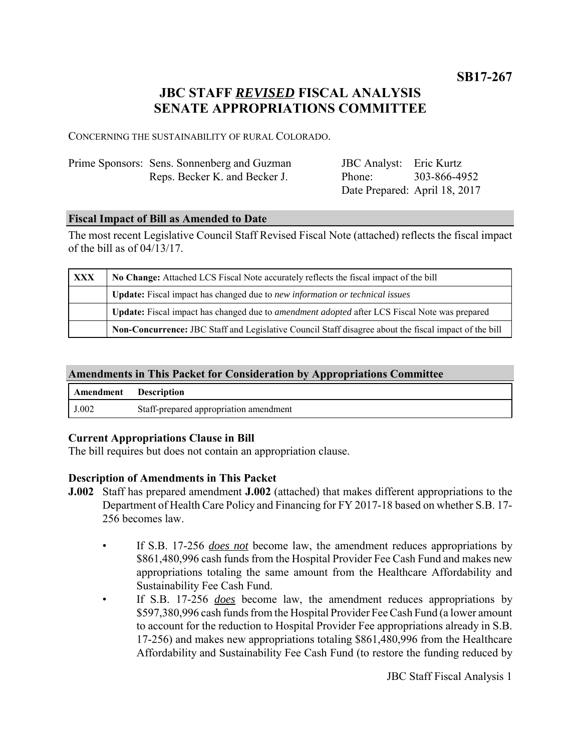**SB17-267**

# JBC STAFF *REVISED* FISCAL ANALYSIS
# SENATE APPROPRIATIONS COMMITTEE

CONCERNING THE SUSTAINABILITY OF RURAL COLORADO.

| | | | |
|---|---|---|---|
| Prime Sponsors: | Sens. Sonnenberg and Guzman | JBC Analyst: | Eric Kurtz |
| | Reps. Becker K. and Becker J. | Phone: | 303-866-4952 |
| | | Date Prepared: | April 18, 2017 |

### Fiscal Impact of Bill as Amended to Date

The most recent Legislative Council Staff Revised Fiscal Note (attached) reflects the fiscal impact of the bill as of 04/13/17.

| | |
|---|---|
| XXX | **No Change:** Attached LCS Fiscal Note accurately reflects the fiscal impact of the bill |
| | **Update:** Fiscal impact has changed due to *new information or technical issues* |
| | **Update:** Fiscal impact has changed due to *amendment adopted* after LCS Fiscal Note was prepared |
| | **Non-Concurrence:** JBC Staff and Legislative Council Staff disagree about the fiscal impact of the bill |

### Amendments in This Packet for Consideration by Appropriations Committee

| Amendment | Description |
|---|---|
| J.002 | Staff-prepared appropriation amendment |

### Current Appropriations Clause in Bill

The bill requires but does not contain an appropriation clause.

### Description of Amendments in This Packet

**J.002** Staff has prepared amendment **J.002** (attached) that makes different appropriations to the Department of Health Care Policy and Financing for FY 2017-18 based on whether S.B. 17-256 becomes law.

- If S.B. 17-256 *does not* become law, the amendment reduces appropriations by $861,480,996 cash funds from the Hospital Provider Fee Cash Fund and makes new appropriations totaling the same amount from the Healthcare Affordability and Sustainability Fee Cash Fund.
- If S.B. 17-256 *does* become law, the amendment reduces appropriations by $597,380,996 cash funds from the Hospital Provider Fee Cash Fund (a lower amount to account for the reduction to Hospital Provider Fee appropriations already in S.B. 17-256) and makes new appropriations totaling $861,480,996 from the Healthcare Affordability and Sustainability Fee Cash Fund (to restore the funding reduced by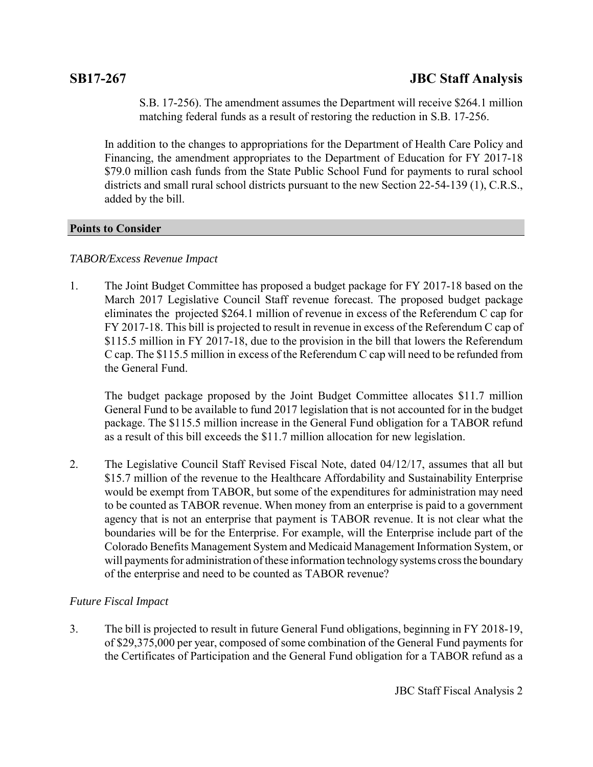S.B. 17-256). The amendment assumes the Department will receive $264.1 million matching federal funds as a result of restoring the reduction in S.B. 17-256.

In addition to the changes to appropriations for the Department of Health Care Policy and Financing, the amendment appropriates to the Department of Education for FY 2017-18 $79.0 million cash funds from the State Public School Fund for payments to rural school districts and small rural school districts pursuant to the new Section 22-54-139 (1), C.R.S., added by the bill.

## Points to Consider

*TABOR/Excess Revenue Impact*

1. The Joint Budget Committee has proposed a budget package for FY 2017-18 based on the March 2017 Legislative Council Staff revenue forecast. The proposed budget package eliminates the projected $264.1 million of revenue in excess of the Referendum C cap for FY 2017-18. This bill is projected to result in revenue in excess of the Referendum C cap of $115.5 million in FY 2017-18, due to the provision in the bill that lowers the Referendum C cap. The $115.5 million in excess of the Referendum C cap will need to be refunded from the General Fund.

   The budget package proposed by the Joint Budget Committee allocates $11.7 million General Fund to be available to fund 2017 legislation that is not accounted for in the budget package. The $115.5 million increase in the General Fund obligation for a TABOR refund as a result of this bill exceeds the $11.7 million allocation for new legislation.

2. The Legislative Council Staff Revised Fiscal Note, dated 04/12/17, assumes that all but $15.7 million of the revenue to the Healthcare Affordability and Sustainability Enterprise would be exempt from TABOR, but some of the expenditures for administration may need to be counted as TABOR revenue. When money from an enterprise is paid to a government agency that is not an enterprise that payment is TABOR revenue. It is not clear what the boundaries will be for the Enterprise. For example, will the Enterprise include part of the Colorado Benefits Management System and Medicaid Management Information System, or will payments for administration of these information technology systems cross the boundary of the enterprise and need to be counted as TABOR revenue?

*Future Fiscal Impact*

3. The bill is projected to result in future General Fund obligations, beginning in FY 2018-19, of $29,375,000 per year, composed of some combination of the General Fund payments for the Certificates of Participation and the General Fund obligation for a TABOR refund as a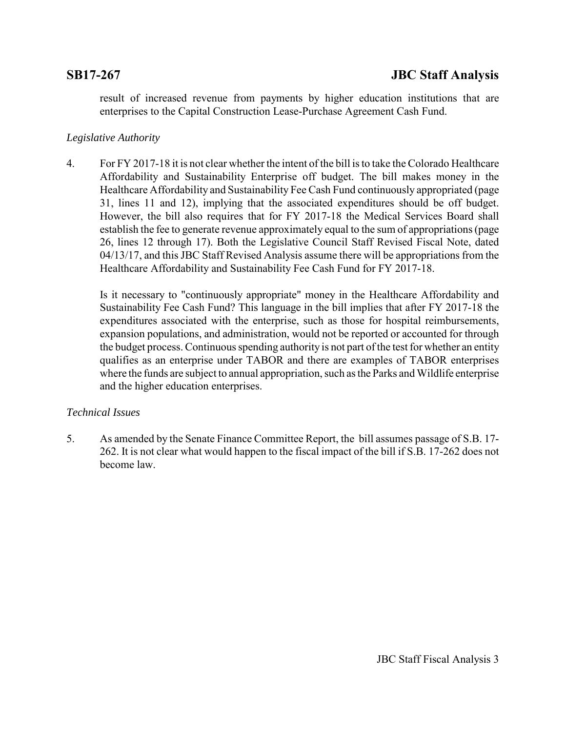result of increased revenue from payments by higher education institutions that are enterprises to the Capital Construction Lease-Purchase Agreement Cash Fund.

*Legislative Authority*

4. For FY 2017-18 it is not clear whether the intent of the bill is to take the Colorado Healthcare Affordability and Sustainability Enterprise off budget. The bill makes money in the Healthcare Affordability and Sustainability Fee Cash Fund continuously appropriated (page 31, lines 11 and 12), implying that the associated expenditures should be off budget. However, the bill also requires that for FY 2017-18 the Medical Services Board shall establish the fee to generate revenue approximately equal to the sum of appropriations (page 26, lines 12 through 17). Both the Legislative Council Staff Revised Fiscal Note, dated 04/13/17, and this JBC Staff Revised Analysis assume there will be appropriations from the Healthcare Affordability and Sustainability Fee Cash Fund for FY 2017-18.

   Is it necessary to "continuously appropriate" money in the Healthcare Affordability and Sustainability Fee Cash Fund? This language in the bill implies that after FY 2017-18 the expenditures associated with the enterprise, such as those for hospital reimbursements, expansion populations, and administration, would not be reported or accounted for through the budget process. Continuous spending authority is not part of the test for whether an entity qualifies as an enterprise under TABOR and there are examples of TABOR enterprises where the funds are subject to annual appropriation, such as the Parks and Wildlife enterprise and the higher education enterprises.

*Technical Issues*

5. As amended by the Senate Finance Committee Report, the bill assumes passage of S.B. 17-262. It is not clear what would happen to the fiscal impact of the bill if S.B. 17-262 does not become law.